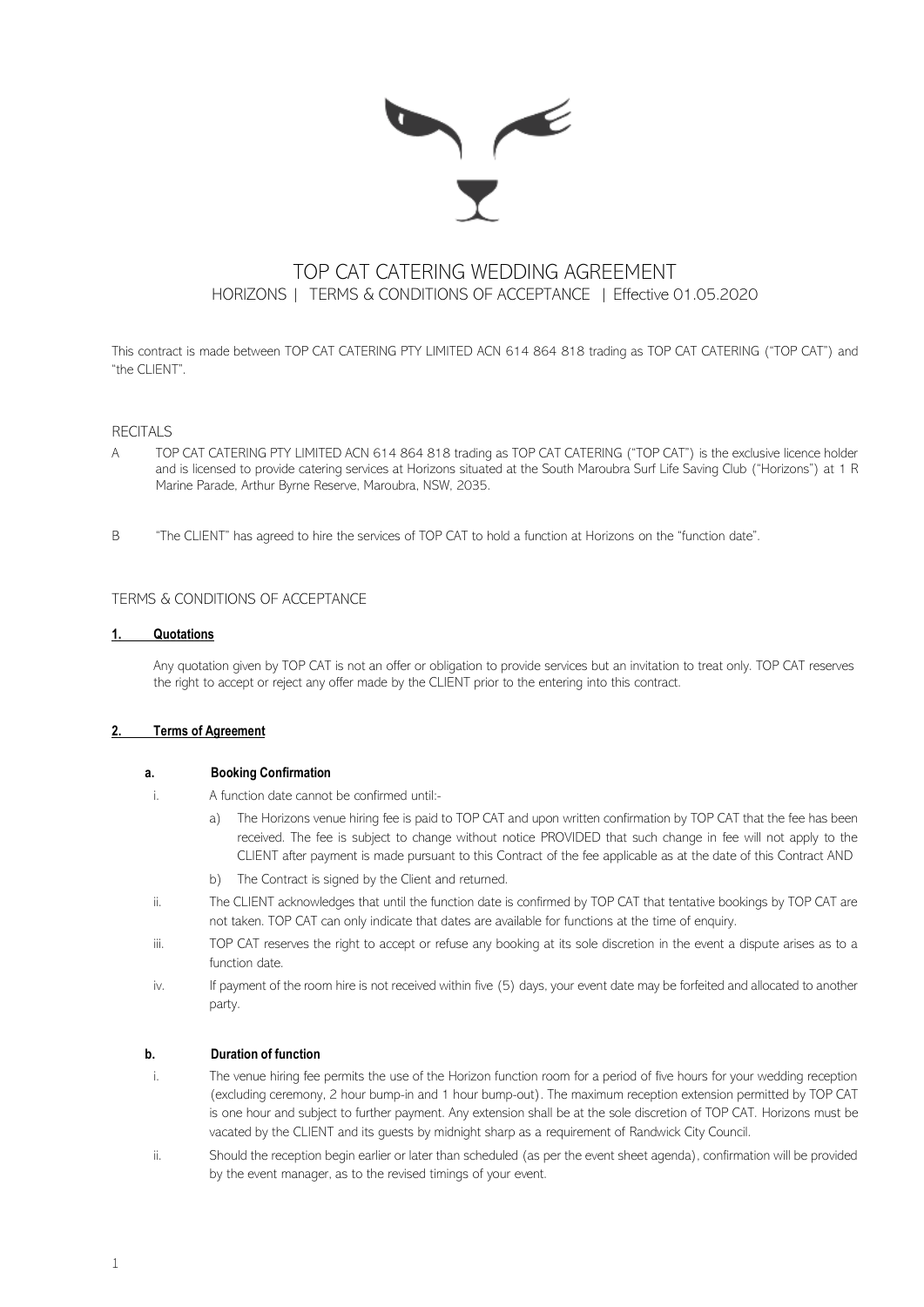# TOP CAT CATERING WEDDING AGREEMENT

HORIZONS | TERMS & CONDITIONS OF ACCEPTANCE | Effective 01.05.2020

This contract is made between TOP CAT CATERING PTY LIMITED ACN 614 864 818 trading as TOP CAT CATERING ("TOP CAT") and "the CLIENT".

## RECITALS

A TOP CAT CATERING PTY LIMITED ACN 614 864 818 trading as TOP CAT CATERING ("TOP CAT") is the exclusive licence holder and is licensed to provide catering services at Horizons situated at the South Maroubra Surf Life Saving Club ("Horizons") at 1 R Marine Parade, Arthur Byrne Reserve, Maroubra, NSW, 2035.

B "The CLIENT" has agreed to hire the services of TOP CAT to hold a function at Horizons on the "function date".

## TERMS & CONDITIONS OF ACCEPTANCE

### 1. Quotations

Any quotation given by TOP CAT is not an offer or obligation to provide services but an invitation to treat only. TOP CAT reserves the right to accept or reject any offer made by the CLIENT prior to the entering into this contract.

### 2. Terms of Agreement

#### a. Booking Confirmation

i. A function date cannot be confirmed until:-

   a) The Horizons venue hiring fee is paid to TOP CAT and upon written confirmation by TOP CAT that the fee has been received. The fee is subject to change without notice PROVIDED that such change in fee will not apply to the CLIENT after payment is made pursuant to this Contract of the fee applicable as at the date of this Contract AND

   b) The Contract is signed by the Client and returned.

ii. The CLIENT acknowledges that until the function date is confirmed by TOP CAT that tentative bookings by TOP CAT are not taken. TOP CAT can only indicate that dates are available for functions at the time of enquiry.

iii. TOP CAT reserves the right to accept or refuse any booking at its sole discretion in the event a dispute arises as to a function date.

iv. If payment of the room hire is not received within five (5) days, your event date may be forfeited and allocated to another party.

#### b. Duration of function

i. The venue hiring fee permits the use of the Horizon function room for a period of five hours for your wedding reception (excluding ceremony, 2 hour bump-in and 1 hour bump-out). The maximum reception extension permitted by TOP CAT is one hour and subject to further payment. Any extension shall be at the sole discretion of TOP CAT. Horizons must be vacated by the CLIENT and its guests by midnight sharp as a requirement of Randwick City Council.

ii. Should the reception begin earlier or later than scheduled (as per the event sheet agenda), confirmation will be provided by the event manager, as to the revised timings of your event.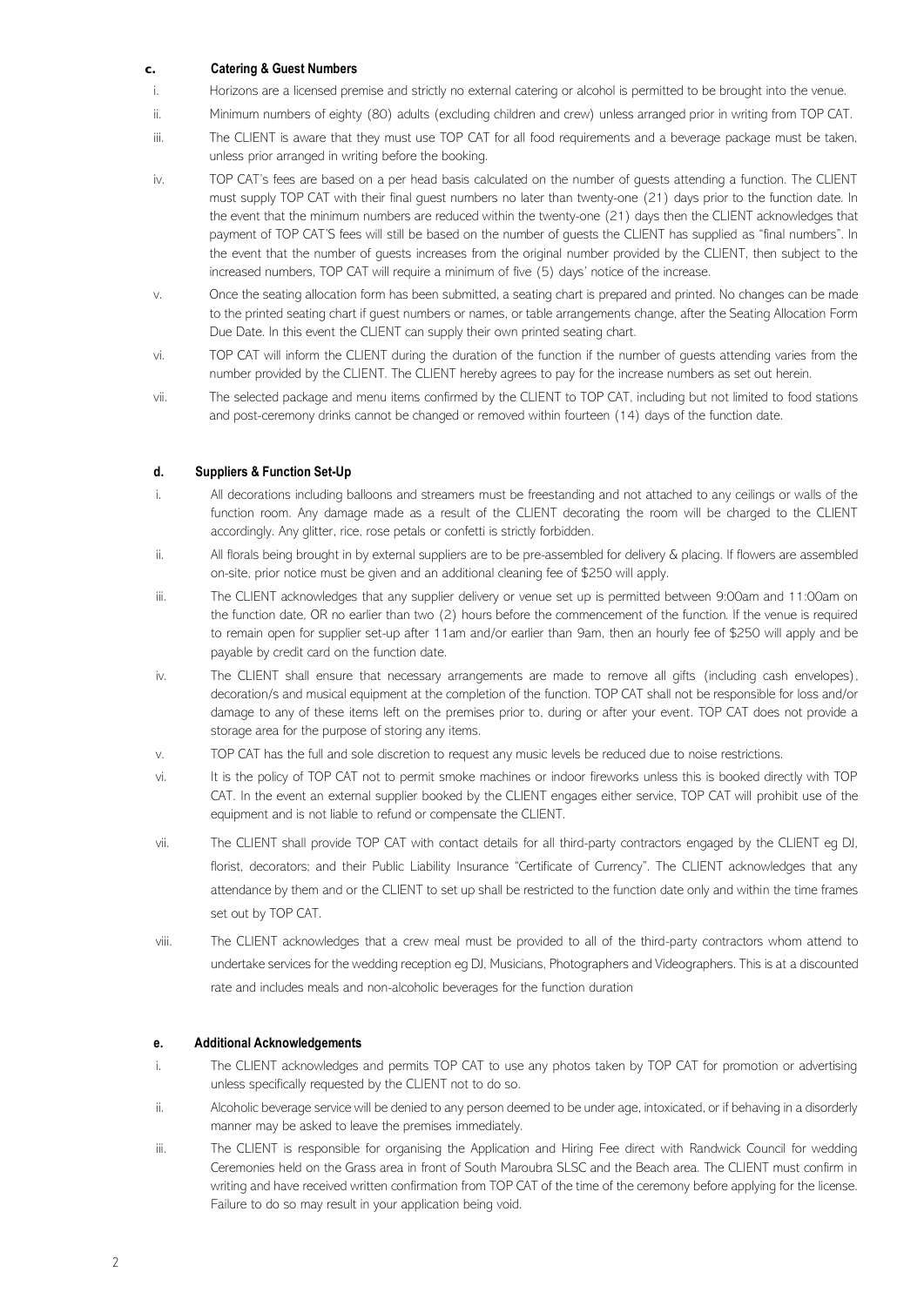### c. Catering & Guest Numbers

i. Horizons are a licensed premise and strictly no external catering or alcohol is permitted to be brought into the venue.

ii. Minimum numbers of eighty (80) adults (excluding children and crew) unless arranged prior in writing from TOP CAT.

iii. The CLIENT is aware that they must use TOP CAT for all food requirements and a beverage package must be taken, unless prior arranged in writing before the booking.

iv. TOP CAT's fees are based on a per head basis calculated on the number of guests attending a function. The CLIENT must supply TOP CAT with their final guest numbers no later than twenty-one (21) days prior to the function date. In the event that the minimum numbers are reduced within the twenty-one (21) days then the CLIENT acknowledges that payment of TOP CAT'S fees will still be based on the number of guests the CLIENT has supplied as "final numbers". In the event that the number of guests increases from the original number provided by the CLIENT, then subject to the increased numbers, TOP CAT will require a minimum of five (5) days' notice of the increase.

v. Once the seating allocation form has been submitted, a seating chart is prepared and printed. No changes can be made to the printed seating chart if guest numbers or names, or table arrangements change, after the Seating Allocation Form Due Date. In this event the CLIENT can supply their own printed seating chart.

vi. TOP CAT will inform the CLIENT during the duration of the function if the number of guests attending varies from the number provided by the CLIENT. The CLIENT hereby agrees to pay for the increase numbers as set out herein.

vii. The selected package and menu items confirmed by the CLIENT to TOP CAT, including but not limited to food stations and post-ceremony drinks cannot be changed or removed within fourteen (14) days of the function date.

### d. Suppliers & Function Set-Up

i. All decorations including balloons and streamers must be freestanding and not attached to any ceilings or walls of the function room. Any damage made as a result of the CLIENT decorating the room will be charged to the CLIENT accordingly. Any glitter, rice, rose petals or confetti is strictly forbidden.

ii. All florals being brought in by external suppliers are to be pre-assembled for delivery & placing. If flowers are assembled on-site, prior notice must be given and an additional cleaning fee of $250 will apply.

iii. The CLIENT acknowledges that any supplier delivery or venue set up is permitted between 9:00am and 11:00am on the function date, OR no earlier than two (2) hours before the commencement of the function. If the venue is required to remain open for supplier set-up after 11am and/or earlier than 9am, then an hourly fee of $250 will apply and be payable by credit card on the function date.

iv. The CLIENT shall ensure that necessary arrangements are made to remove all gifts (including cash envelopes), decoration/s and musical equipment at the completion of the function. TOP CAT shall not be responsible for loss and/or damage to any of these items left on the premises prior to, during or after your event. TOP CAT does not provide a storage area for the purpose of storing any items.

v. TOP CAT has the full and sole discretion to request any music levels be reduced due to noise restrictions.

vi. It is the policy of TOP CAT not to permit smoke machines or indoor fireworks unless this is booked directly with TOP CAT. In the event an external supplier booked by the CLIENT engages either service, TOP CAT will prohibit use of the equipment and is not liable to refund or compensate the CLIENT.

vii. The CLIENT shall provide TOP CAT with contact details for all third-party contractors engaged by the CLIENT eg DJ, florist, decorators; and their Public Liability Insurance "Certificate of Currency". The CLIENT acknowledges that any attendance by them and or the CLIENT to set up shall be restricted to the function date only and within the time frames set out by TOP CAT.

viii. The CLIENT acknowledges that a crew meal must be provided to all of the third-party contractors whom attend to undertake services for the wedding reception eg DJ, Musicians, Photographers and Videographers. This is at a discounted rate and includes meals and non-alcoholic beverages for the function duration

### e. Additional Acknowledgements

i. The CLIENT acknowledges and permits TOP CAT to use any photos taken by TOP CAT for promotion or advertising unless specifically requested by the CLIENT not to do so.

ii. Alcoholic beverage service will be denied to any person deemed to be under age, intoxicated, or if behaving in a disorderly manner may be asked to leave the premises immediately.

iii. The CLIENT is responsible for organising the Application and Hiring Fee direct with Randwick Council for wedding Ceremonies held on the Grass area in front of South Maroubra SLSC and the Beach area. The CLIENT must confirm in writing and have received written confirmation from TOP CAT of the time of the ceremony before applying for the license. Failure to do so may result in your application being void.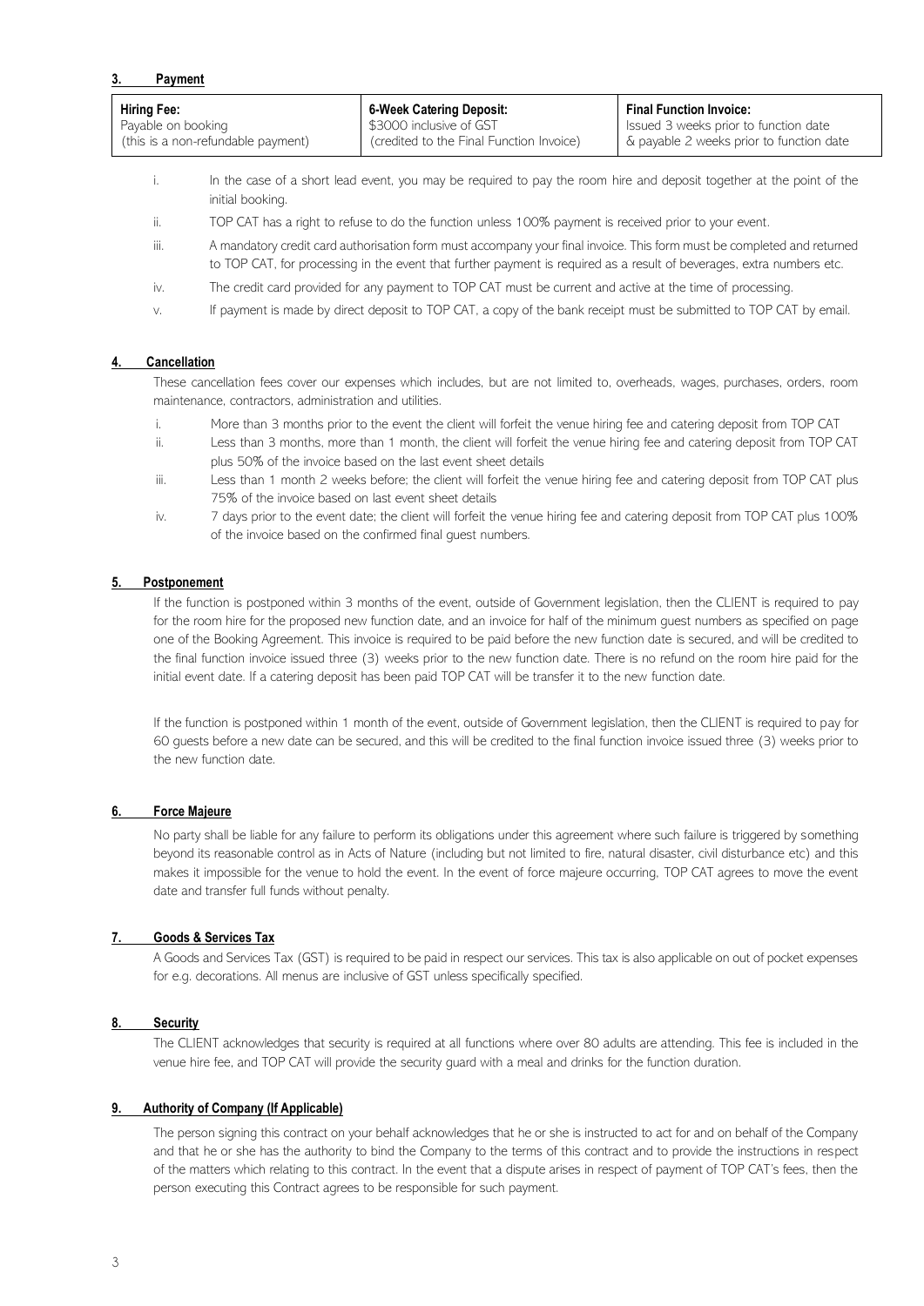## 3. Payment

| Hiring Fee: | 6-Week Catering Deposit: | Final Function Invoice: |
|---|---|---|
| Payable on booking (this is a non-refundable payment) | $3000 inclusive of GST (credited to the Final Function Invoice) | Issued 3 weeks prior to function date & payable 2 weeks prior to function date |

i. In the case of a short lead event, you may be required to pay the room hire and deposit together at the point of the initial booking.

ii. TOP CAT has a right to refuse to do the function unless 100% payment is received prior to your event.

iii. A mandatory credit card authorisation form must accompany your final invoice. This form must be completed and returned to TOP CAT, for processing in the event that further payment is required as a result of beverages, extra numbers etc.

iv. The credit card provided for any payment to TOP CAT must be current and active at the time of processing.

v. If payment is made by direct deposit to TOP CAT, a copy of the bank receipt must be submitted to TOP CAT by email.

## 4. Cancellation

These cancellation fees cover our expenses which includes, but are not limited to, overheads, wages, purchases, orders, room maintenance, contractors, administration and utilities.

i. More than 3 months prior to the event the client will forfeit the venue hiring fee and catering deposit from TOP CAT

ii. Less than 3 months, more than 1 month, the client will forfeit the venue hiring fee and catering deposit from TOP CAT plus 50% of the invoice based on the last event sheet details

iii. Less than 1 month 2 weeks before; the client will forfeit the venue hiring fee and catering deposit from TOP CAT plus 75% of the invoice based on last event sheet details

iv. 7 days prior to the event date; the client will forfeit the venue hiring fee and catering deposit from TOP CAT plus 100% of the invoice based on the confirmed final guest numbers.

## 5. Postponement

If the function is postponed within 3 months of the event, outside of Government legislation, then the CLIENT is required to pay for the room hire for the proposed new function date, and an invoice for half of the minimum guest numbers as specified on page one of the Booking Agreement. This invoice is required to be paid before the new function date is secured, and will be credited to the final function invoice issued three (3) weeks prior to the new function date. There is no refund on the room hire paid for the initial event date. If a catering deposit has been paid TOP CAT will be transfer it to the new function date.

If the function is postponed within 1 month of the event, outside of Government legislation, then the CLIENT is required to pay for 60 guests before a new date can be secured, and this will be credited to the final function invoice issued three (3) weeks prior to the new function date.

## 6. Force Majeure

No party shall be liable for any failure to perform its obligations under this agreement where such failure is triggered by something beyond its reasonable control as in Acts of Nature (including but not limited to fire, natural disaster, civil disturbance etc) and this makes it impossible for the venue to hold the event. In the event of force majeure occurring, TOP CAT agrees to move the event date and transfer full funds without penalty.

## 7. Goods & Services Tax

A Goods and Services Tax (GST) is required to be paid in respect our services. This tax is also applicable on out of pocket expenses for e.g. decorations. All menus are inclusive of GST unless specifically specified.

## 8. Security

The CLIENT acknowledges that security is required at all functions where over 80 adults are attending. This fee is included in the venue hire fee, and TOP CAT will provide the security guard with a meal and drinks for the function duration.

## 9. Authority of Company (If Applicable)

The person signing this contract on your behalf acknowledges that he or she is instructed to act for and on behalf of the Company and that he or she has the authority to bind the Company to the terms of this contract and to provide the instructions in respect of the matters which relating to this contract. In the event that a dispute arises in respect of payment of TOP CAT's fees, then the person executing this Contract agrees to be responsible for such payment.